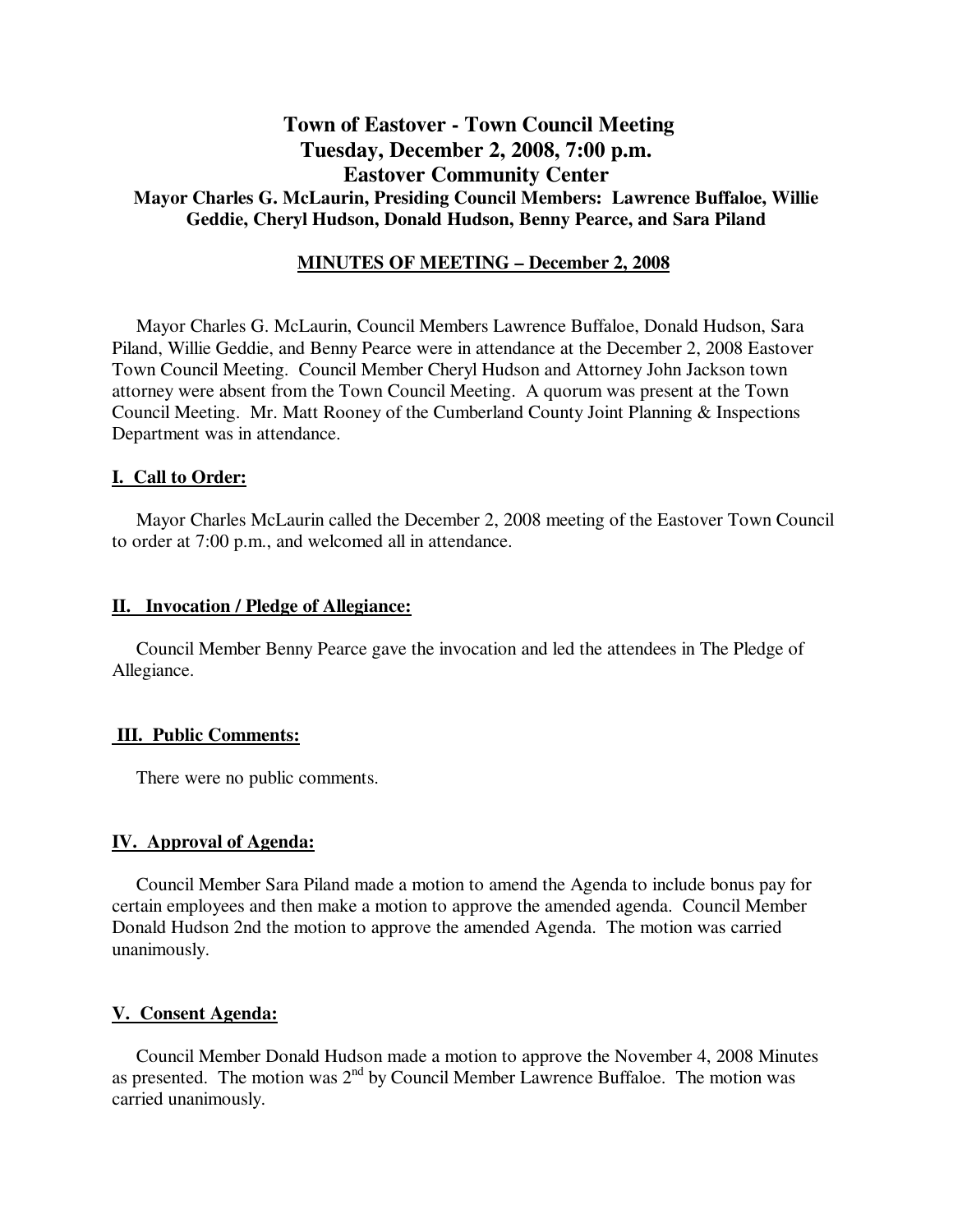# Town of Eastover - Town Council Meeting
# Tuesday, December 2, 2008, 7:00 p.m.
# Eastover Community Center

**Mayor Charles G. McLaurin, Presiding Council Members: Lawrence Buffaloe, Willie Geddie, Cheryl Hudson, Donald Hudson, Benny Pearce, and Sara Piland**

**MINUTES OF MEETING – December 2, 2008**

Mayor Charles G. McLaurin, Council Members Lawrence Buffaloe, Donald Hudson, Sara Piland, Willie Geddie, and Benny Pearce were in attendance at the December 2, 2008 Eastover Town Council Meeting. Council Member Cheryl Hudson and Attorney John Jackson town attorney were absent from the Town Council Meeting. A quorum was present at the Town Council Meeting. Mr. Matt Rooney of the Cumberland County Joint Planning & Inspections Department was in attendance.

## I. Call to Order:

Mayor Charles McLaurin called the December 2, 2008 meeting of the Eastover Town Council to order at 7:00 p.m., and welcomed all in attendance.

## II. Invocation / Pledge of Allegiance:

Council Member Benny Pearce gave the invocation and led the attendees in The Pledge of Allegiance.

## III. Public Comments:

There were no public comments.

## IV. Approval of Agenda:

Council Member Sara Piland made a motion to amend the Agenda to include bonus pay for certain employees and then make a motion to approve the amended agenda. Council Member Donald Hudson 2nd the motion to approve the amended Agenda. The motion was carried unanimously.

## V. Consent Agenda:

Council Member Donald Hudson made a motion to approve the November 4, 2008 Minutes as presented. The motion was 2nd by Council Member Lawrence Buffaloe. The motion was carried unanimously.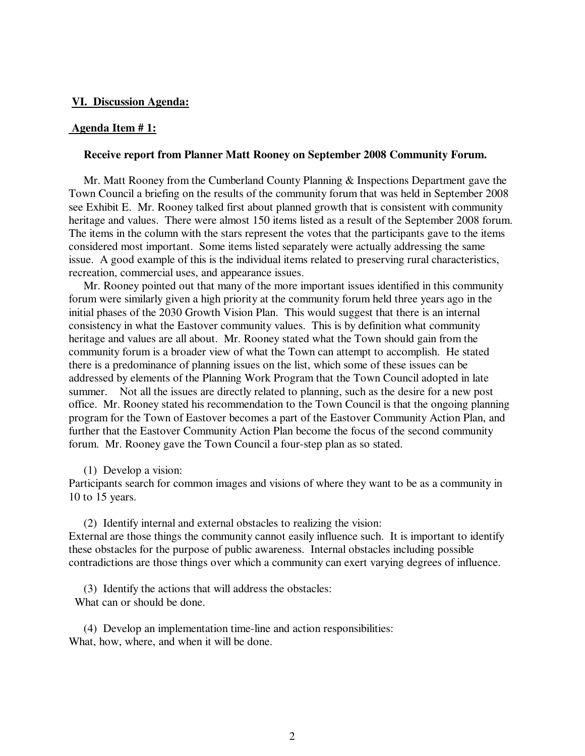## VI. Discussion Agenda:

### Agenda Item # 1:

**Receive report from Planner Matt Rooney on September 2008 Community Forum.**

Mr. Matt Rooney from the Cumberland County Planning & Inspections Department gave the Town Council a briefing on the results of the community forum that was held in September 2008 see Exhibit E. Mr. Rooney talked first about planned growth that is consistent with community heritage and values. There were almost 150 items listed as a result of the September 2008 forum. The items in the column with the stars represent the votes that the participants gave to the items considered most important. Some items listed separately were actually addressing the same issue. A good example of this is the individual items related to preserving rural characteristics, recreation, commercial uses, and appearance issues.

Mr. Rooney pointed out that many of the more important issues identified in this community forum were similarly given a high priority at the community forum held three years ago in the initial phases of the 2030 Growth Vision Plan. This would suggest that there is an internal consistency in what the Eastover community values. This is by definition what community heritage and values are all about. Mr. Rooney stated what the Town should gain from the community forum is a broader view of what the Town can attempt to accomplish. He stated there is a predominance of planning issues on the list, which some of these issues can be addressed by elements of the Planning Work Program that the Town Council adopted in late summer. Not all the issues are directly related to planning, such as the desire for a new post office. Mr. Rooney stated his recommendation to the Town Council is that the ongoing planning program for the Town of Eastover becomes a part of the Eastover Community Action Plan, and further that the Eastover Community Action Plan become the focus of the second community forum. Mr. Rooney gave the Town Council a four-step plan as so stated.

(1) Develop a vision:
Participants search for common images and visions of where they want to be as a community in 10 to 15 years.

(2) Identify internal and external obstacles to realizing the vision:
External are those things the community cannot easily influence such. It is important to identify these obstacles for the purpose of public awareness. Internal obstacles including possible contradictions are those things over which a community can exert varying degrees of influence.

(3) Identify the actions that will address the obstacles:
What can or should be done.

(4) Develop an implementation time-line and action responsibilities:
What, how, where, and when it will be done.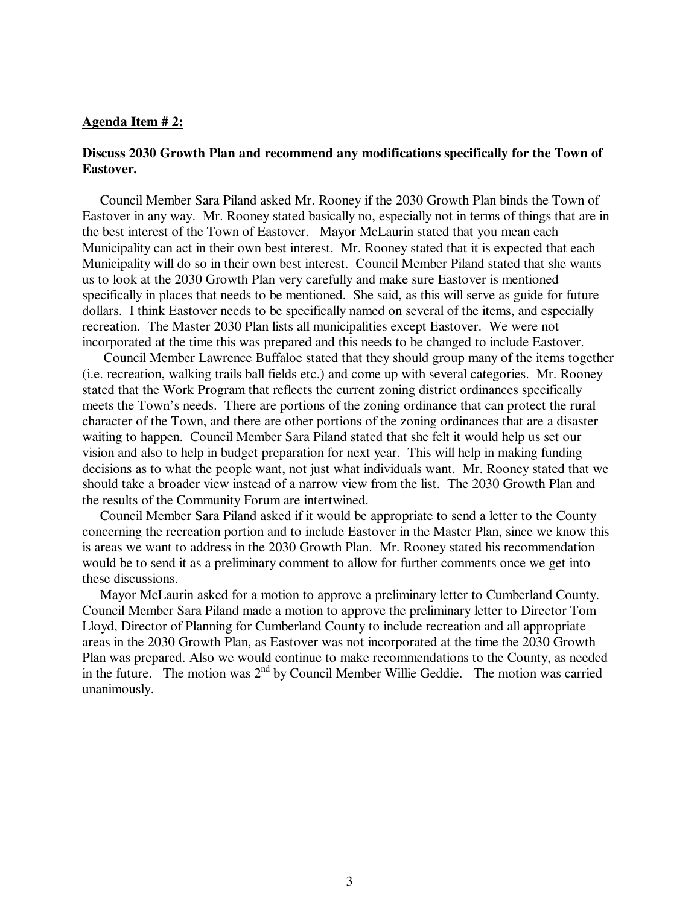**Agenda Item # 2:**

**Discuss 2030 Growth Plan and recommend any modifications specifically for the Town of Eastover.**

Council Member Sara Piland asked Mr. Rooney if the 2030 Growth Plan binds the Town of Eastover in any way. Mr. Rooney stated basically no, especially not in terms of things that are in the best interest of the Town of Eastover. Mayor McLaurin stated that you mean each Municipality can act in their own best interest. Mr. Rooney stated that it is expected that each Municipality will do so in their own best interest. Council Member Piland stated that she wants us to look at the 2030 Growth Plan very carefully and make sure Eastover is mentioned specifically in places that needs to be mentioned. She said, as this will serve as guide for future dollars. I think Eastover needs to be specifically named on several of the items, and especially recreation. The Master 2030 Plan lists all municipalities except Eastover. We were not incorporated at the time this was prepared and this needs to be changed to include Eastover.

Council Member Lawrence Buffaloe stated that they should group many of the items together (i.e. recreation, walking trails ball fields etc.) and come up with several categories. Mr. Rooney stated that the Work Program that reflects the current zoning district ordinances specifically meets the Town's needs. There are portions of the zoning ordinance that can protect the rural character of the Town, and there are other portions of the zoning ordinances that are a disaster waiting to happen. Council Member Sara Piland stated that she felt it would help us set our vision and also to help in budget preparation for next year. This will help in making funding decisions as to what the people want, not just what individuals want. Mr. Rooney stated that we should take a broader view instead of a narrow view from the list. The 2030 Growth Plan and the results of the Community Forum are intertwined.

Council Member Sara Piland asked if it would be appropriate to send a letter to the County concerning the recreation portion and to include Eastover in the Master Plan, since we know this is areas we want to address in the 2030 Growth Plan. Mr. Rooney stated his recommendation would be to send it as a preliminary comment to allow for further comments once we get into these discussions.

Mayor McLaurin asked for a motion to approve a preliminary letter to Cumberland County. Council Member Sara Piland made a motion to approve the preliminary letter to Director Tom Lloyd, Director of Planning for Cumberland County to include recreation and all appropriate areas in the 2030 Growth Plan, as Eastover was not incorporated at the time the 2030 Growth Plan was prepared. Also we would continue to make recommendations to the County, as needed in the future. The motion was 2nd by Council Member Willie Geddie. The motion was carried unanimously.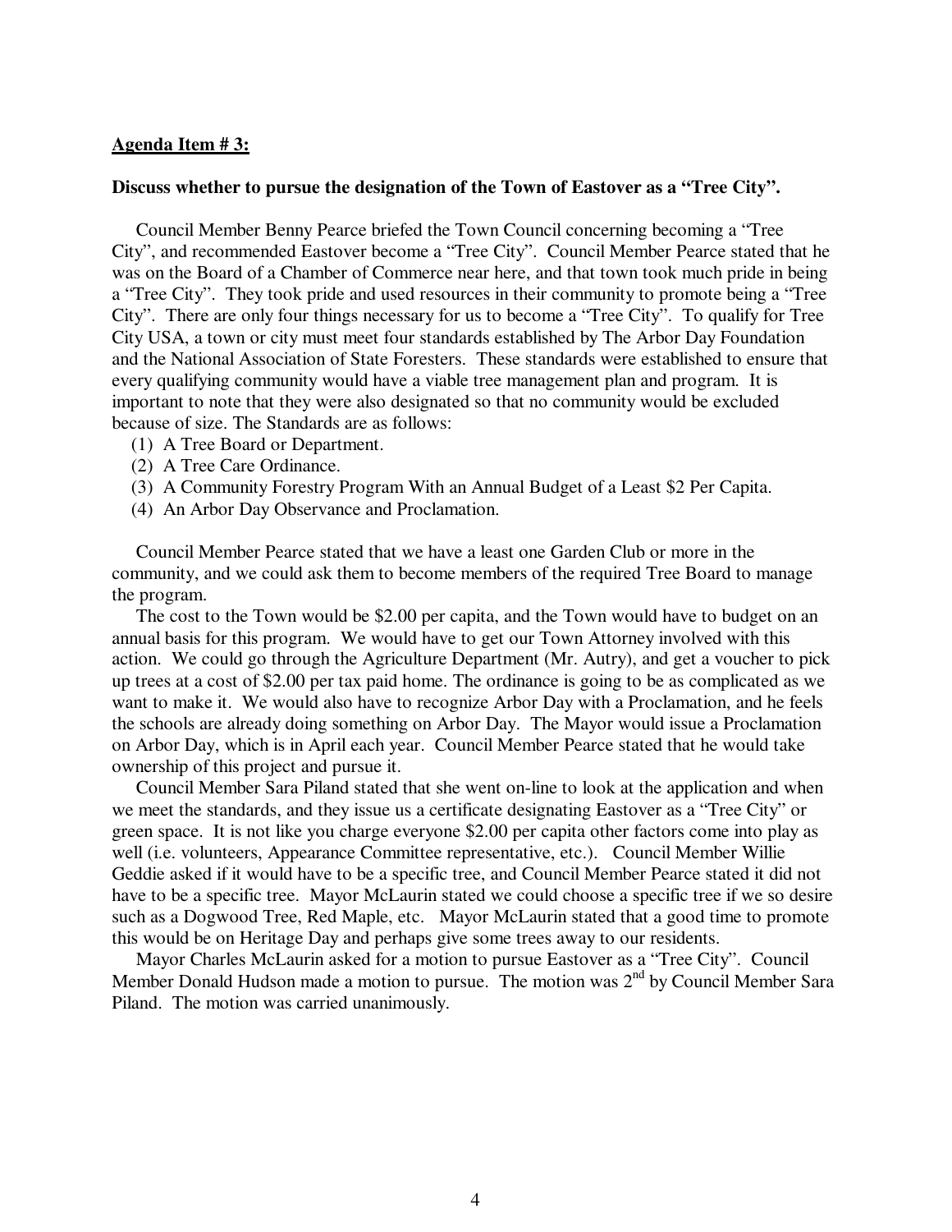**Agenda Item # 3:**

**Discuss whether to pursue the designation of the Town of Eastover as a "Tree City".**

Council Member Benny Pearce briefed the Town Council concerning becoming a "Tree City", and recommended Eastover become a "Tree City". Council Member Pearce stated that he was on the Board of a Chamber of Commerce near here, and that town took much pride in being a "Tree City". They took pride and used resources in their community to promote being a "Tree City". There are only four things necessary for us to become a "Tree City". To qualify for Tree City USA, a town or city must meet four standards established by The Arbor Day Foundation and the National Association of State Foresters. These standards were established to ensure that every qualifying community would have a viable tree management plan and program. It is important to note that they were also designated so that no community would be excluded because of size. The Standards are as follows:

(1) A Tree Board or Department.
(2) A Tree Care Ordinance.
(3) A Community Forestry Program With an Annual Budget of a Least $2 Per Capita.
(4) An Arbor Day Observance and Proclamation.

Council Member Pearce stated that we have a least one Garden Club or more in the community, and we could ask them to become members of the required Tree Board to manage the program.

The cost to the Town would be $2.00 per capita, and the Town would have to budget on an annual basis for this program. We would have to get our Town Attorney involved with this action. We could go through the Agriculture Department (Mr. Autry), and get a voucher to pick up trees at a cost of $2.00 per tax paid home. The ordinance is going to be as complicated as we want to make it. We would also have to recognize Arbor Day with a Proclamation, and he feels the schools are already doing something on Arbor Day. The Mayor would issue a Proclamation on Arbor Day, which is in April each year. Council Member Pearce stated that he would take ownership of this project and pursue it.

Council Member Sara Piland stated that she went on-line to look at the application and when we meet the standards, and they issue us a certificate designating Eastover as a "Tree City" or green space. It is not like you charge everyone $2.00 per capita other factors come into play as well (i.e. volunteers, Appearance Committee representative, etc.). Council Member Willie Geddie asked if it would have to be a specific tree, and Council Member Pearce stated it did not have to be a specific tree. Mayor McLaurin stated we could choose a specific tree if we so desire such as a Dogwood Tree, Red Maple, etc. Mayor McLaurin stated that a good time to promote this would be on Heritage Day and perhaps give some trees away to our residents.

Mayor Charles McLaurin asked for a motion to pursue Eastover as a "Tree City". Council Member Donald Hudson made a motion to pursue. The motion was 2nd by Council Member Sara Piland. The motion was carried unanimously.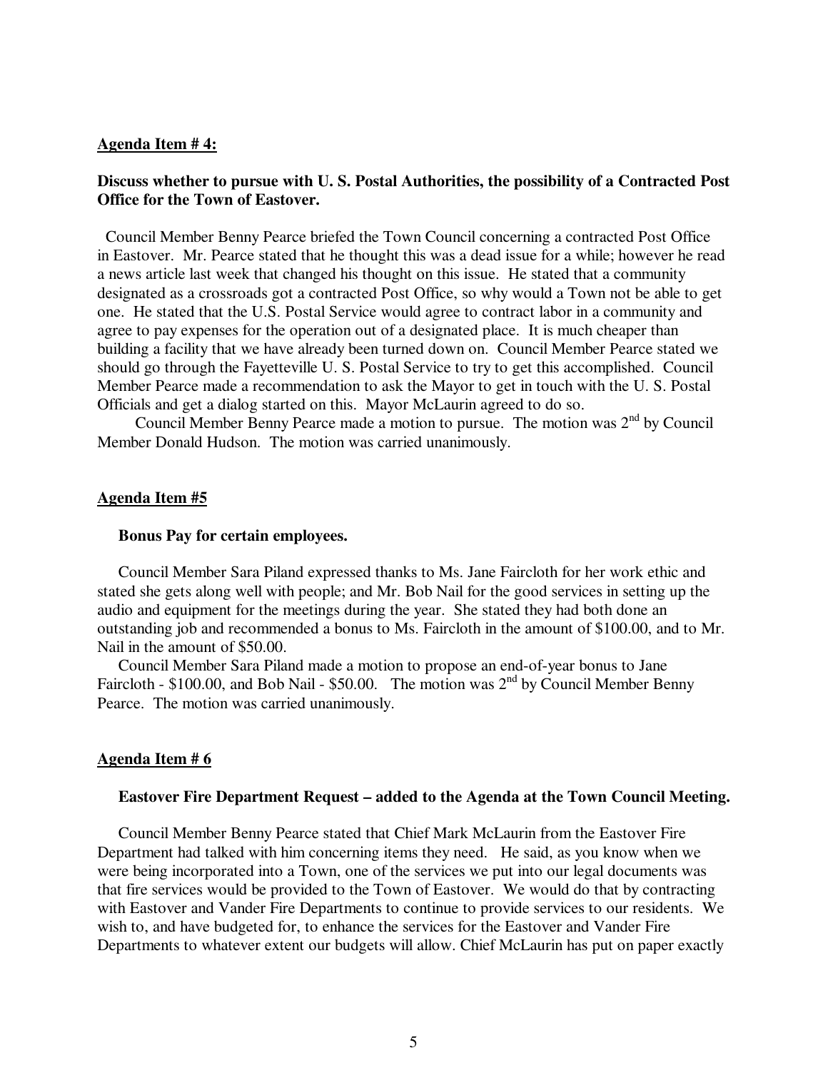**Agenda Item # 4:**

**Discuss whether to pursue with U. S. Postal Authorities, the possibility of a Contracted Post Office for the Town of Eastover.**

Council Member Benny Pearce briefed the Town Council concerning a contracted Post Office in Eastover. Mr. Pearce stated that he thought this was a dead issue for a while; however he read a news article last week that changed his thought on this issue. He stated that a community designated as a crossroads got a contracted Post Office, so why would a Town not be able to get one. He stated that the U.S. Postal Service would agree to contract labor in a community and agree to pay expenses for the operation out of a designated place. It is much cheaper than building a facility that we have already been turned down on. Council Member Pearce stated we should go through the Fayetteville U. S. Postal Service to try to get this accomplished. Council Member Pearce made a recommendation to ask the Mayor to get in touch with the U. S. Postal Officials and get a dialog started on this. Mayor McLaurin agreed to do so.

Council Member Benny Pearce made a motion to pursue. The motion was 2nd by Council Member Donald Hudson. The motion was carried unanimously.

**Agenda Item #5**

**Bonus Pay for certain employees.**

Council Member Sara Piland expressed thanks to Ms. Jane Faircloth for her work ethic and stated she gets along well with people; and Mr. Bob Nail for the good services in setting up the audio and equipment for the meetings during the year. She stated they had both done an outstanding job and recommended a bonus to Ms. Faircloth in the amount of $100.00, and to Mr. Nail in the amount of $50.00.

Council Member Sara Piland made a motion to propose an end-of-year bonus to Jane Faircloth - $100.00, and Bob Nail - $50.00. The motion was 2nd by Council Member Benny Pearce. The motion was carried unanimously.

**Agenda Item # 6**

**Eastover Fire Department Request – added to the Agenda at the Town Council Meeting.**

Council Member Benny Pearce stated that Chief Mark McLaurin from the Eastover Fire Department had talked with him concerning items they need. He said, as you know when we were being incorporated into a Town, one of the services we put into our legal documents was that fire services would be provided to the Town of Eastover. We would do that by contracting with Eastover and Vander Fire Departments to continue to provide services to our residents. We wish to, and have budgeted for, to enhance the services for the Eastover and Vander Fire Departments to whatever extent our budgets will allow. Chief McLaurin has put on paper exactly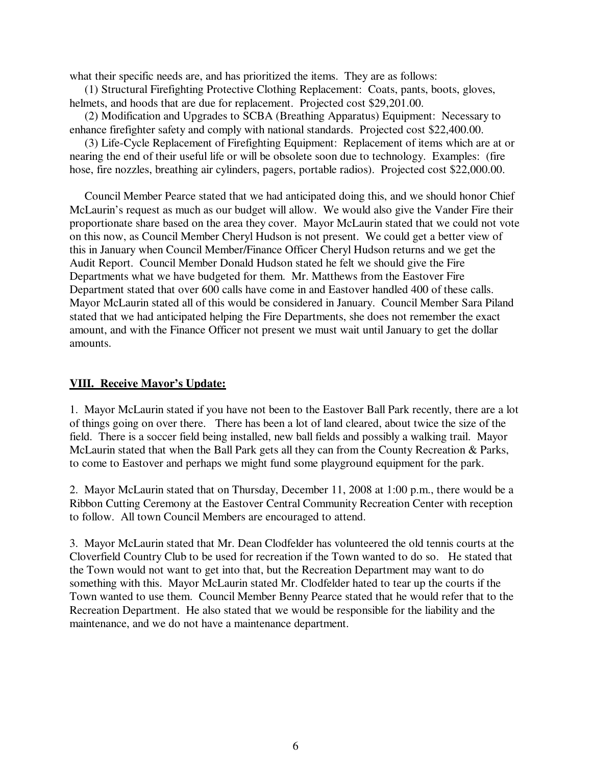what their specific needs are, and has prioritized the items. They are as follows:

(1) Structural Firefighting Protective Clothing Replacement: Coats, pants, boots, gloves, helmets, and hoods that are due for replacement. Projected cost $29,201.00.

(2) Modification and Upgrades to SCBA (Breathing Apparatus) Equipment: Necessary to enhance firefighter safety and comply with national standards. Projected cost $22,400.00.

(3) Life-Cycle Replacement of Firefighting Equipment: Replacement of items which are at or nearing the end of their useful life or will be obsolete soon due to technology. Examples: (fire hose, fire nozzles, breathing air cylinders, pagers, portable radios). Projected cost $22,000.00.

Council Member Pearce stated that we had anticipated doing this, and we should honor Chief McLaurin's request as much as our budget will allow. We would also give the Vander Fire their proportionate share based on the area they cover. Mayor McLaurin stated that we could not vote on this now, as Council Member Cheryl Hudson is not present. We could get a better view of this in January when Council Member/Finance Officer Cheryl Hudson returns and we get the Audit Report. Council Member Donald Hudson stated he felt we should give the Fire Departments what we have budgeted for them. Mr. Matthews from the Eastover Fire Department stated that over 600 calls have come in and Eastover handled 400 of these calls. Mayor McLaurin stated all of this would be considered in January. Council Member Sara Piland stated that we had anticipated helping the Fire Departments, she does not remember the exact amount, and with the Finance Officer not present we must wait until January to get the dollar amounts.

## VIII. Receive Mayor's Update:

1. Mayor McLaurin stated if you have not been to the Eastover Ball Park recently, there are a lot of things going on over there. There has been a lot of land cleared, about twice the size of the field. There is a soccer field being installed, new ball fields and possibly a walking trail. Mayor McLaurin stated that when the Ball Park gets all they can from the County Recreation & Parks, to come to Eastover and perhaps we might fund some playground equipment for the park.

2. Mayor McLaurin stated that on Thursday, December 11, 2008 at 1:00 p.m., there would be a Ribbon Cutting Ceremony at the Eastover Central Community Recreation Center with reception to follow. All town Council Members are encouraged to attend.

3. Mayor McLaurin stated that Mr. Dean Clodfelder has volunteered the old tennis courts at the Cloverfield Country Club to be used for recreation if the Town wanted to do so. He stated that the Town would not want to get into that, but the Recreation Department may want to do something with this. Mayor McLaurin stated Mr. Clodfelder hated to tear up the courts if the Town wanted to use them. Council Member Benny Pearce stated that he would refer that to the Recreation Department. He also stated that we would be responsible for the liability and the maintenance, and we do not have a maintenance department.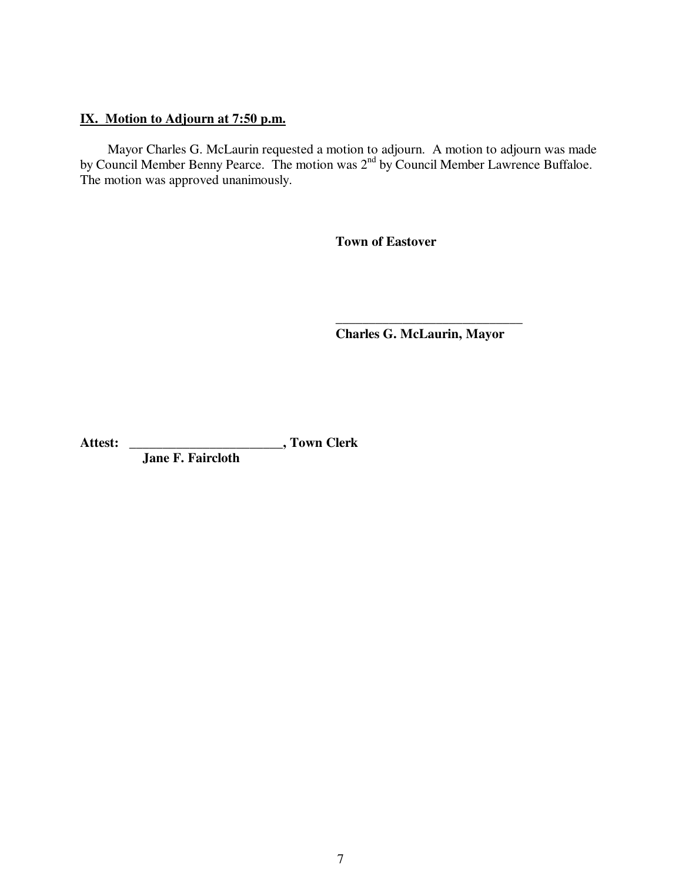## IX. Motion to Adjourn at 7:50 p.m.

Mayor Charles G. McLaurin requested a motion to adjourn. A motion to adjourn was made by Council Member Benny Pearce. The motion was 2nd by Council Member Lawrence Buffaloe. The motion was approved unanimously.

**Town of Eastover**

_____________________________
**Charles G. McLaurin, Mayor**

**Attest: _______________________, Town Clerk**
**Jane F. Faircloth**